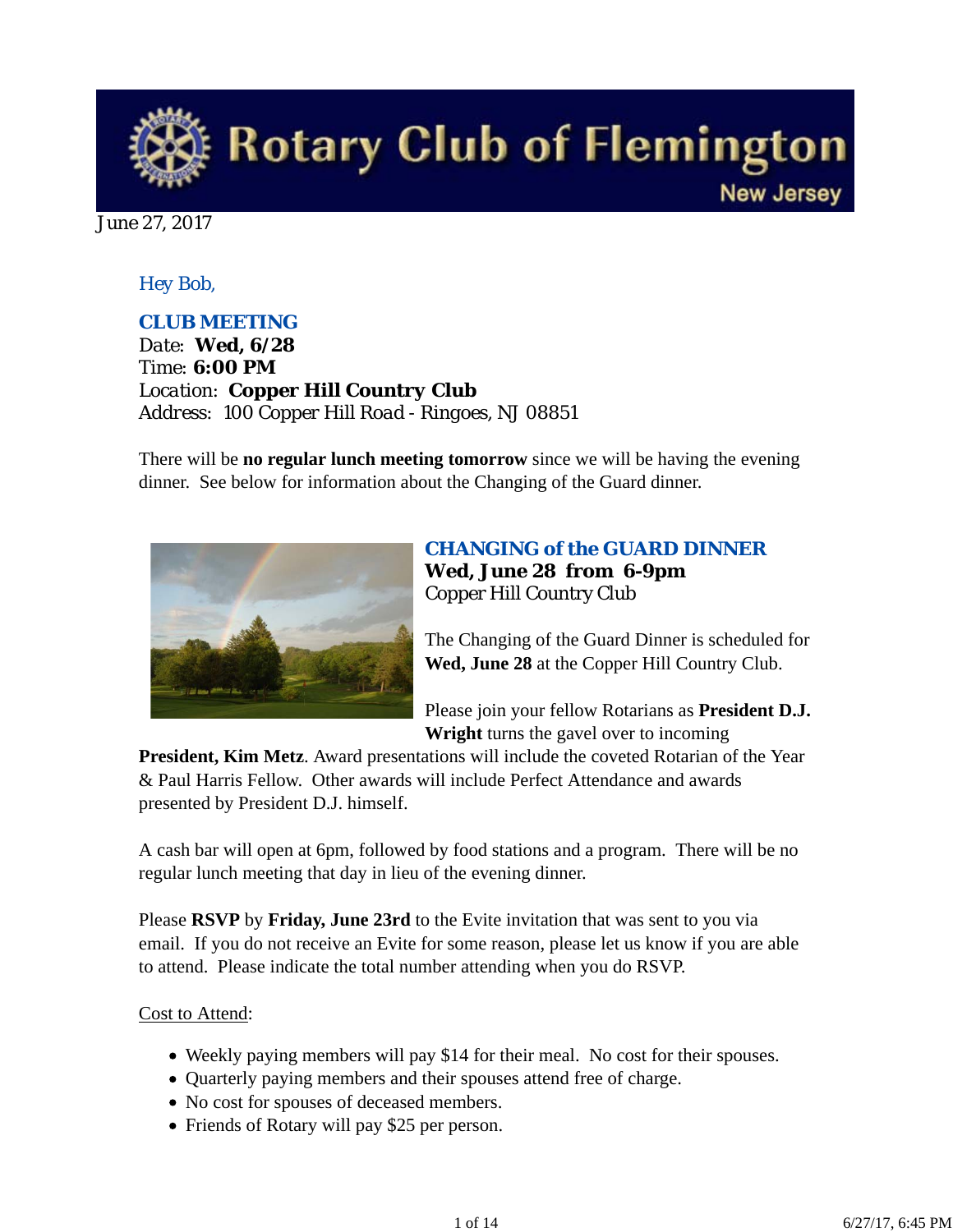# Rotary Club of Flemington

New Jersey

June 27, 2017

Hey Bob,

### CLUB MEETING

Date: **Wed, 6/28**
Time: **6:00 PM**
Location: **Copper Hill Country Club**
Address: 100 Copper Hill Road - Ringoes, NJ 08851

There will be **no regular lunch meeting tomorrow** since we will be having the evening dinner. See below for information about the Changing of the Guard dinner.

### CHANGING of the GUARD DINNER

**Wed, June 28 from 6-9pm**
Copper Hill Country Club

The Changing of the Guard Dinner is scheduled for **Wed, June 28** at the Copper Hill Country Club.

Please join your fellow Rotarians as **President D.J. Wright** turns the gavel over to incoming **President, Kim Metz**. Award presentations will include the coveted Rotarian of the Year & Paul Harris Fellow. Other awards will include Perfect Attendance and awards presented by President D.J. himself.

A cash bar will open at 6pm, followed by food stations and a program. There will be no regular lunch meeting that day in lieu of the evening dinner.

Please **RSVP** by **Friday, June 23rd** to the Evite invitation that was sent to you via email. If you do not receive an Evite for some reason, please let us know if you are able to attend. Please indicate the total number attending when you do RSVP.

Cost to Attend:

- Weekly paying members will pay $14 for their meal. No cost for their spouses.
- Quarterly paying members and their spouses attend free of charge.
- No cost for spouses of deceased members.
- Friends of Rotary will pay $25 per person.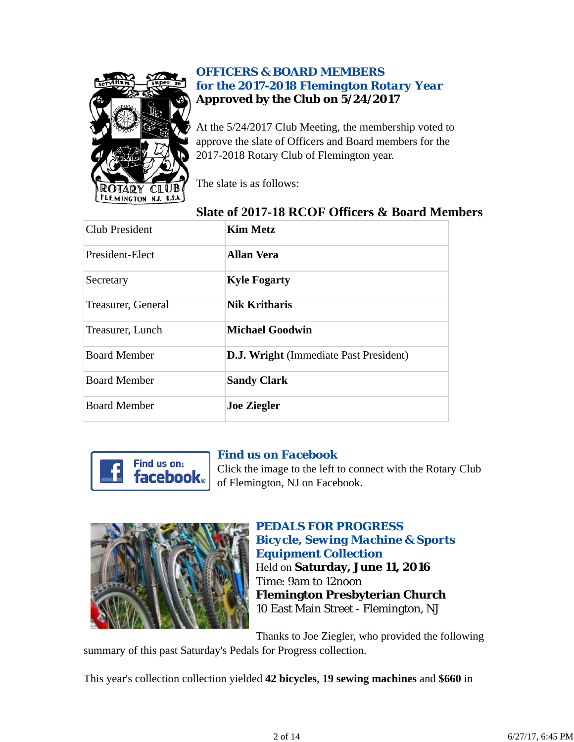## OFFICERS & BOARD MEMBERS for the 2017-2018 Flemington Rotary Year

**Approved by the Club on 5/24/2017**

At the 5/24/2017 Club Meeting, the membership voted to approve the slate of Officers and Board members for the 2017-2018 Rotary Club of Flemington year.

The slate is as follows:

### Slate of 2017-18 RCOF Officers & Board Members

| Position | Name |
|---|---|
| Club President | **Kim Metz** |
| President-Elect | **Allan Vera** |
| Secretary | **Kyle Fogarty** |
| Treasurer, General | **Nik Kritharis** |
| Treasurer, Lunch | **Michael Goodwin** |
| Board Member | **D.J. Wright** (Immediate Past President) |
| Board Member | **Sandy Clark** |
| Board Member | **Joe Ziegler** |

## Find us on Facebook

Click the image to the left to connect with the Rotary Club of Flemington, NJ on Facebook.

## PEDALS FOR PROGRESS Bicycle, Sewing Machine & Sports Equipment Collection

Held on **Saturday, June 11, 2016**
Time: 9am to 12noon
**Flemington Presbyterian Church**
10 East Main Street - Flemington, NJ

Thanks to Joe Ziegler, who provided the following summary of this past Saturday's Pedals for Progress collection.

This year's collection collection yielded **42 bicycles**, **19 sewing machines** and **$660** in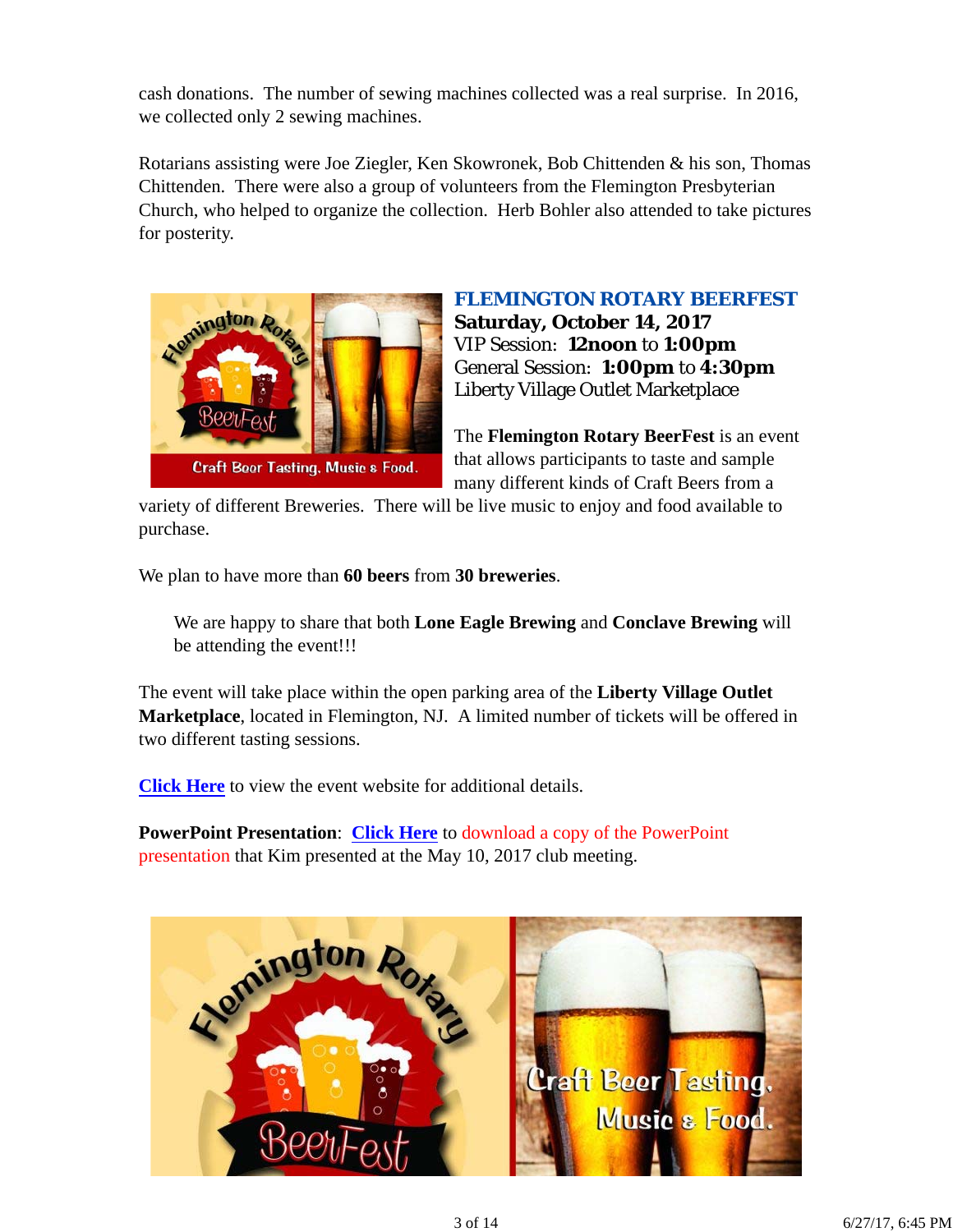cash donations. The number of sewing machines collected was a real surprise. In 2016, we collected only 2 sewing machines.

Rotarians assisting were Joe Ziegler, Ken Skowronek, Bob Chittenden & his son, Thomas Chittenden. There were also a group of volunteers from the Flemington Presbyterian Church, who helped to organize the collection. Herb Bohler also attended to take pictures for posterity.

## FLEMINGTON ROTARY BEERFEST

**Saturday, October 14, 2017**
VIP Session: **12noon** to **1:00pm**
General Session: **1:00pm** to **4:30pm**
Liberty Village Outlet Marketplace

The **Flemington Rotary BeerFest** is an event that allows participants to taste and sample many different kinds of Craft Beers from a variety of different Breweries. There will be live music to enjoy and food available to purchase.

We plan to have more than **60 beers** from **30 breweries**.

> We are happy to share that both **Lone Eagle Brewing** and **Conclave Brewing** will be attending the event!!!

The event will take place within the open parking area of the **Liberty Village Outlet Marketplace**, located in Flemington, NJ. A limited number of tickets will be offered in two different tasting sessions.

**Click Here** to view the event website for additional details.

**PowerPoint Presentation**: **Click Here** to download a copy of the PowerPoint presentation that Kim presented at the May 10, 2017 club meeting.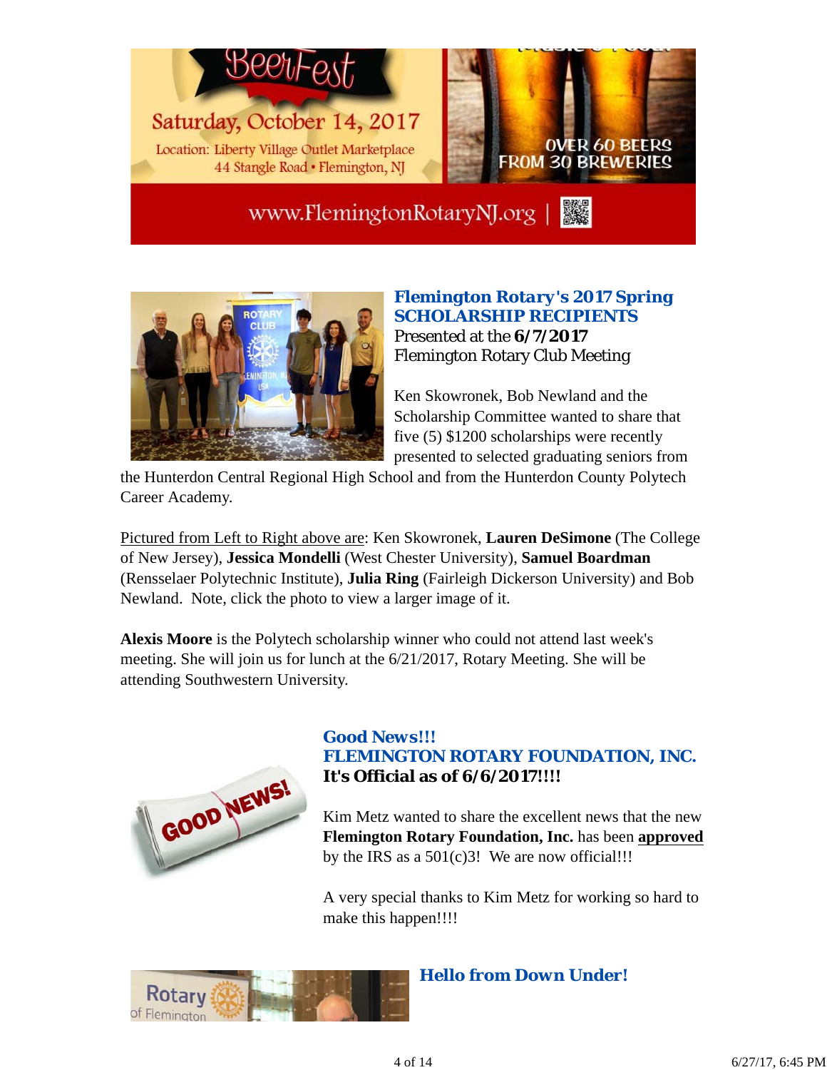BeerFest

Saturday, October 14, 2017

Location: Liberty Village Outlet Marketplace
44 Stangle Road • Flemington, NJ

OVER 60 BEERS FROM 30 BREWERIES

www.FlemingtonRotaryNJ.org |

## Flemington Rotary's 2017 Spring SCHOLARSHIP RECIPIENTS

Presented at the **6/7/2017** Flemington Rotary Club Meeting

Ken Skowronek, Bob Newland and the Scholarship Committee wanted to share that five (5) $1200 scholarships were recently presented to selected graduating seniors from the Hunterdon Central Regional High School and from the Hunterdon County Polytech Career Academy.

Pictured from Left to Right above are: Ken Skowronek, **Lauren DeSimone** (The College of New Jersey), **Jessica Mondelli** (West Chester University), **Samuel Boardman** (Rensselaer Polytechnic Institute), **Julia Ring** (Fairleigh Dickerson University) and Bob Newland. Note, click the photo to view a larger image of it.

**Alexis Moore** is the Polytech scholarship winner who could not attend last week's meeting. She will join us for lunch at the 6/21/2017, Rotary Meeting. She will be attending Southwestern University.

## Good News!!! FLEMINGTON ROTARY FOUNDATION, INC.

**It's Official as of 6/6/2017!!!!**

Kim Metz wanted to share the excellent news that the new **Flemington Rotary Foundation, Inc.** has been **approved** by the IRS as a 501(c)3! We are now official!!!

A very special thanks to Kim Metz for working so hard to make this happen!!!!

## Hello from Down Under!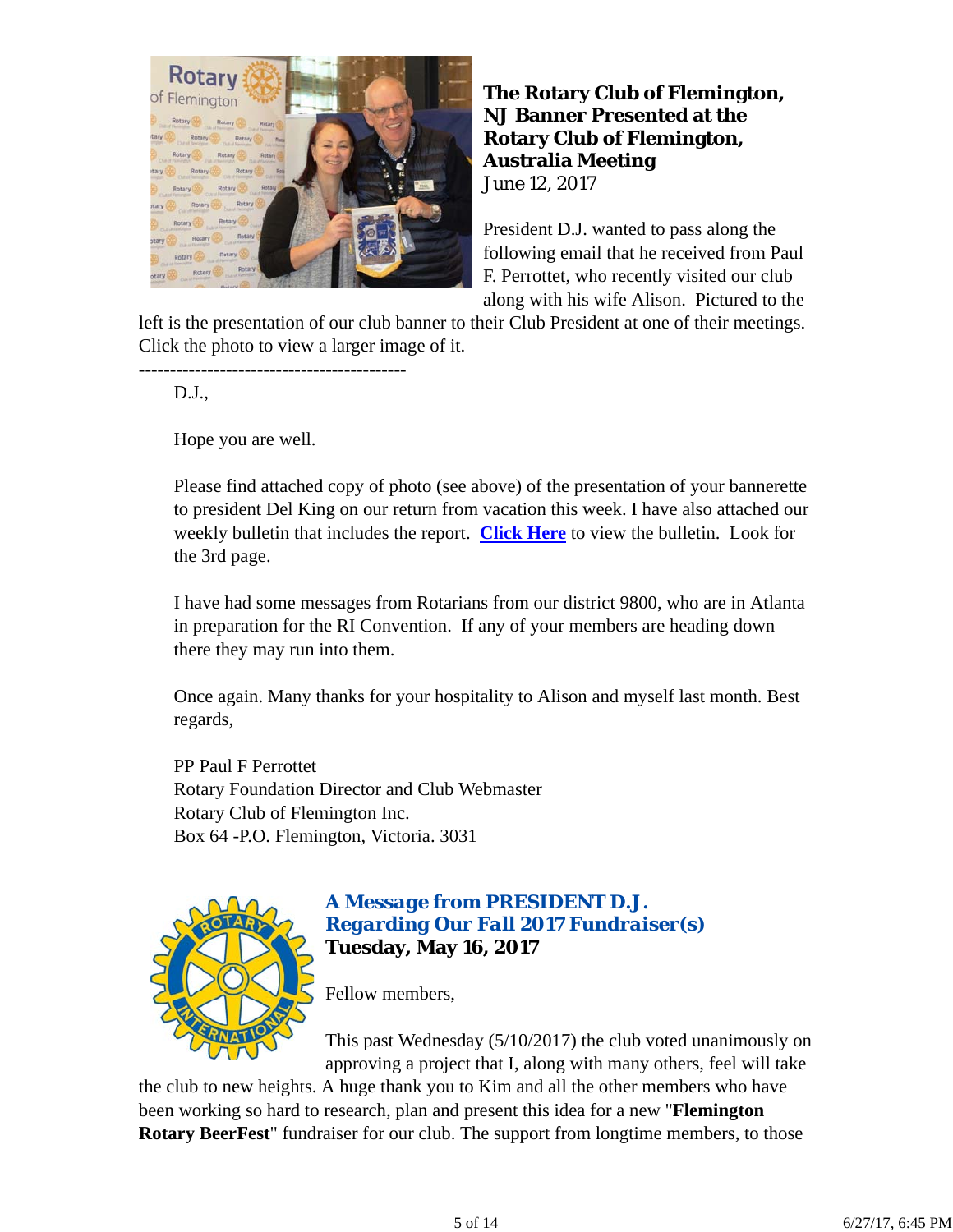### The Rotary Club of Flemington, NJ Banner Presented at the Rotary Club of Flemington, Australia Meeting

June 12, 2017

President D.J. wanted to pass along the following email that he received from Paul F. Perrottet, who recently visited our club along with his wife Alison. Pictured to the left is the presentation of our club banner to their Club President at one of their meetings. Click the photo to view a larger image of it.

--------------------------------------------

D.J.,

Hope you are well.

Please find attached copy of photo (see above) of the presentation of your bannerette to president Del King on our return from vacation this week. I have also attached our weekly bulletin that includes the report. **Click Here** to view the bulletin. Look for the 3rd page.

I have had some messages from Rotarians from our district 9800, who are in Atlanta in preparation for the RI Convention. If any of your members are heading down there they may run into them.

Once again. Many thanks for your hospitality to Alison and myself last month. Best regards,

PP Paul F Perrottet
Rotary Foundation Director and Club Webmaster
Rotary Club of Flemington Inc.
Box 64 -P.O. Flemington, Victoria. 3031

### *A Message from PRESIDENT D.J. Regarding Our Fall 2017 Fundraiser(s)*

**Tuesday, May 16, 2017**

Fellow members,

This past Wednesday (5/10/2017) the club voted unanimously on approving a project that I, along with many others, feel will take the club to new heights. A huge thank you to Kim and all the other members who have been working so hard to research, plan and present this idea for a new "**Flemington Rotary BeerFest**" fundraiser for our club. The support from longtime members, to those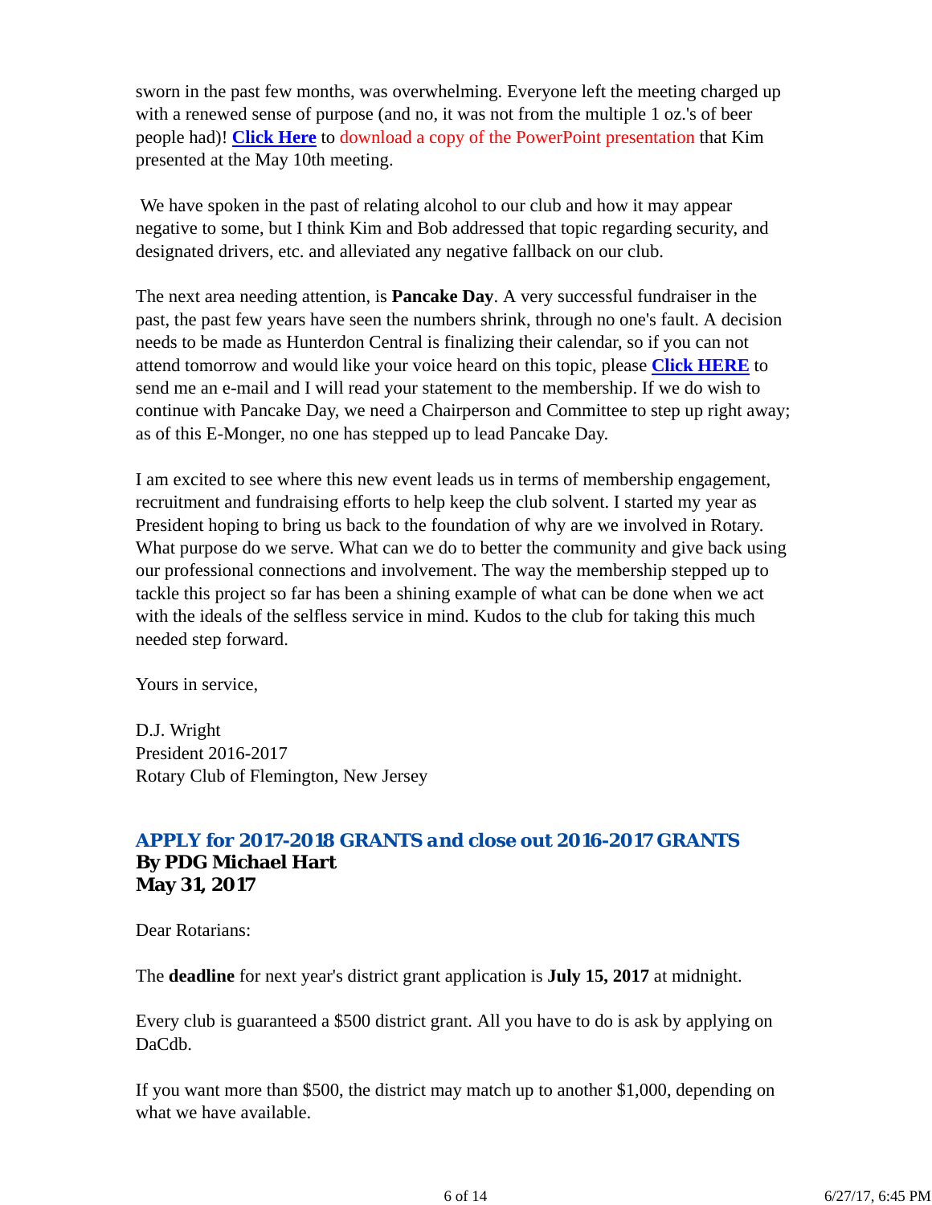sworn in the past few months, was overwhelming. Everyone left the meeting charged up with a renewed sense of purpose (and no, it was not from the multiple 1 oz.'s of beer people had)! **Click Here** to download a copy of the PowerPoint presentation that Kim presented at the May 10th meeting.

We have spoken in the past of relating alcohol to our club and how it may appear negative to some, but I think Kim and Bob addressed that topic regarding security, and designated drivers, etc. and alleviated any negative fallback on our club.

The next area needing attention, is **Pancake Day**. A very successful fundraiser in the past, the past few years have seen the numbers shrink, through no one's fault. A decision needs to be made as Hunterdon Central is finalizing their calendar, so if you can not attend tomorrow and would like your voice heard on this topic, please **Click HERE** to send me an e-mail and I will read your statement to the membership. If we do wish to continue with Pancake Day, we need a Chairperson and Committee to step up right away; as of this E-Monger, no one has stepped up to lead Pancake Day.

I am excited to see where this new event leads us in terms of membership engagement, recruitment and fundraising efforts to help keep the club solvent. I started my year as President hoping to bring us back to the foundation of why are we involved in Rotary. What purpose do we serve. What can we do to better the community and give back using our professional connections and involvement. The way the membership stepped up to tackle this project so far has been a shining example of what can be done when we act with the ideals of the selfless service in mind. Kudos to the club for taking this much needed step forward.

Yours in service,

D.J. Wright
President 2016-2017
Rotary Club of Flemington, New Jersey

## *APPLY for 2017-2018 GRANTS and close out 2016-2017 GRANTS*

**By PDG Michael Hart**
**May 31, 2017**

Dear Rotarians:

The **deadline** for next year's district grant application is **July 15, 2017** at midnight.

Every club is guaranteed a $500 district grant. All you have to do is ask by applying on DaCdb.

If you want more than $500, the district may match up to another $1,000, depending on what we have available.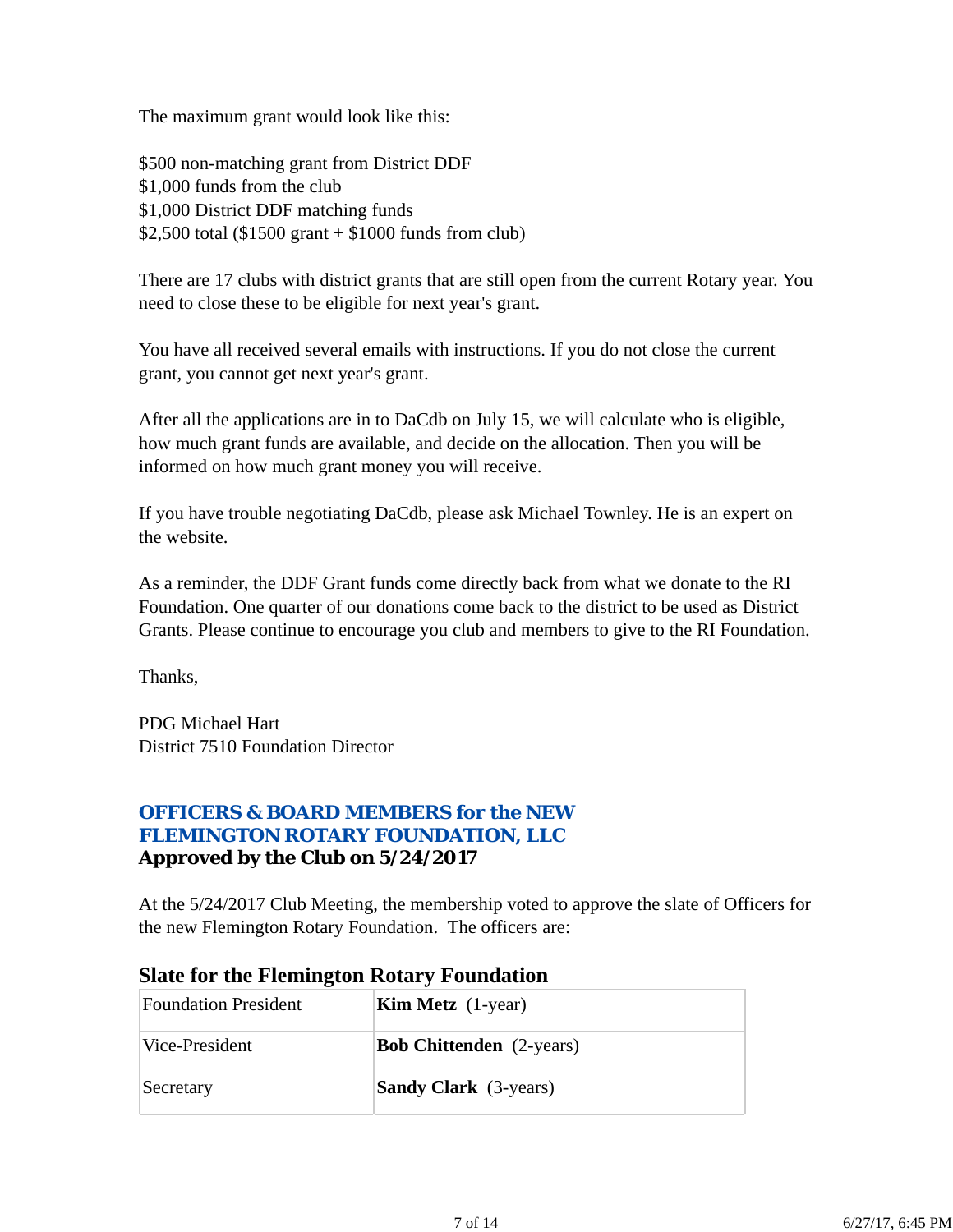The maximum grant would look like this:

$500 non-matching grant from District DDF
$1,000 funds from the club
$1,000 District DDF matching funds
$2,500 total ($1500 grant + $1000 funds from club)

There are 17 clubs with district grants that are still open from the current Rotary year. You need to close these to be eligible for next year's grant.

You have all received several emails with instructions. If you do not close the current grant, you cannot get next year's grant.

After all the applications are in to DaCdb on July 15, we will calculate who is eligible, how much grant funds are available, and decide on the allocation. Then you will be informed on how much grant money you will receive.

If you have trouble negotiating DaCdb, please ask Michael Townley. He is an expert on the website.

As a reminder, the DDF Grant funds come directly back from what we donate to the RI Foundation. One quarter of our donations come back to the district to be used as District Grants. Please continue to encourage you club and members to give to the RI Foundation.

Thanks,

PDG Michael Hart
District 7510 Foundation Director

## OFFICERS & BOARD MEMBERS for the NEW FLEMINGTON ROTARY FOUNDATION, LLC

**Approved by the Club on 5/24/2017**

At the 5/24/2017 Club Meeting, the membership voted to approve the slate of Officers for the new Flemington Rotary Foundation. The officers are:

### Slate for the Flemington Rotary Foundation

| Foundation President | **Kim Metz** (1-year) |
|---|---|
| Vice-President | **Bob Chittenden** (2-years) |
| Secretary | **Sandy Clark** (3-years) |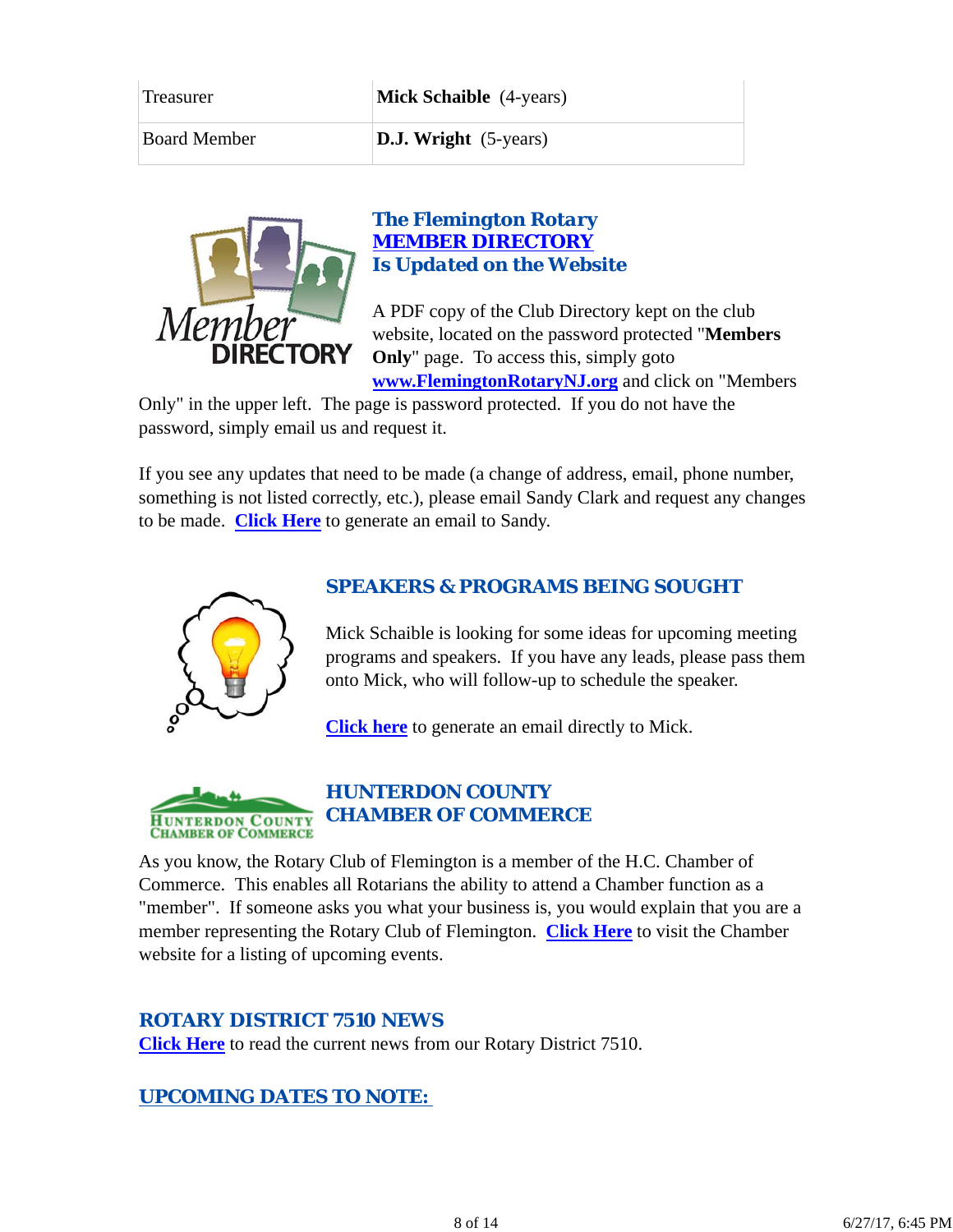| Treasurer | **Mick Schaible** (4-years) |
|---|---|
| Board Member | **D.J. Wright** (5-years) |

### The Flemington Rotary MEMBER DIRECTORY Is Updated on the Website

A PDF copy of the Club Directory kept on the club website, located on the password protected "**Members Only**" page. To access this, simply goto **www.FlemingtonRotaryNJ.org** and click on "Members Only" in the upper left. The page is password protected. If you do not have the password, simply email us and request it.

If you see any updates that need to be made (a change of address, email, phone number, something is not listed correctly, etc.), please email Sandy Clark and request any changes to be made. **Click Here** to generate an email to Sandy.

### SPEAKERS & PROGRAMS BEING SOUGHT

Mick Schaible is looking for some ideas for upcoming meeting programs and speakers. If you have any leads, please pass them onto Mick, who will follow-up to schedule the speaker.

**Click here** to generate an email directly to Mick.

### HUNTERDON COUNTY CHAMBER OF COMMERCE

As you know, the Rotary Club of Flemington is a member of the H.C. Chamber of Commerce. This enables all Rotarians the ability to attend a Chamber function as a "member". If someone asks you what your business is, you would explain that you are a member representing the Rotary Club of Flemington. **Click Here** to visit the Chamber website for a listing of upcoming events.

### ROTARY DISTRICT 7510 NEWS

**Click Here** to read the current news from our Rotary District 7510.

### UPCOMING DATES TO NOTE: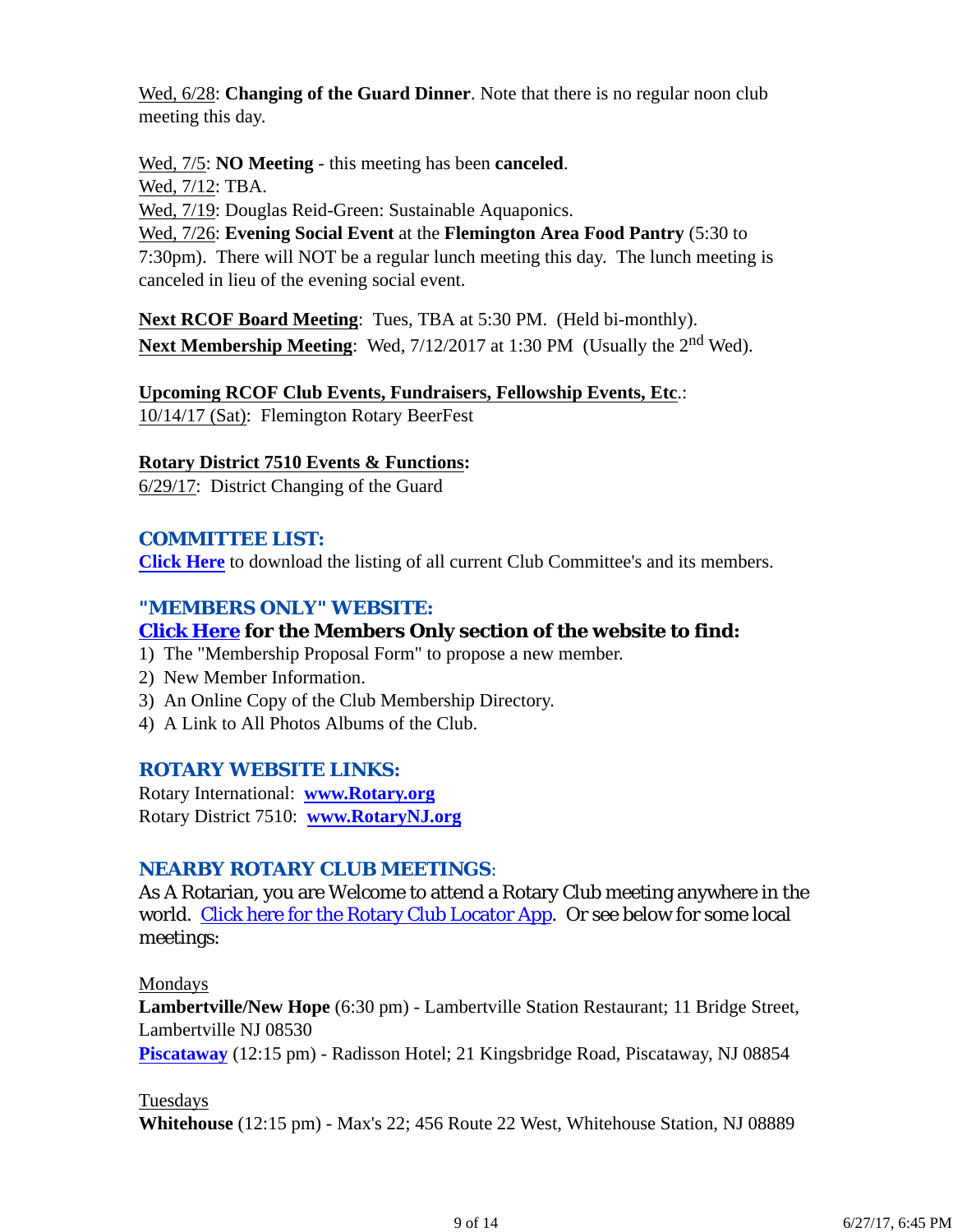Wed, 6/28: **Changing of the Guard Dinner**. Note that there is no regular noon club meeting this day.

Wed, 7/5: **NO Meeting** - this meeting has been **canceled**.
Wed, 7/12: TBA.
Wed, 7/19: Douglas Reid-Green: Sustainable Aquaponics.
Wed, 7/26: **Evening Social Event** at the **Flemington Area Food Pantry** (5:30 to 7:30pm). There will NOT be a regular lunch meeting this day. The lunch meeting is canceled in lieu of the evening social event.

**Next RCOF Board Meeting**: Tues, TBA at 5:30 PM. (Held bi-monthly).
**Next Membership Meeting**: Wed, 7/12/2017 at 1:30 PM (Usually the 2nd Wed).

**Upcoming RCOF Club Events, Fundraisers, Fellowship Events, Etc.**:
10/14/17 (Sat): Flemington Rotary BeerFest

**Rotary District 7510 Events & Functions:**
6/29/17: District Changing of the Guard

## COMMITTEE LIST:

**Click Here** to download the listing of all current Club Committee's and its members.

## "MEMBERS ONLY" WEBSITE:

**Click Here for the Members Only section of the website to find:**

1) The "Membership Proposal Form" to propose a new member.
2) New Member Information.
3) An Online Copy of the Club Membership Directory.
4) A Link to All Photos Albums of the Club.

## ROTARY WEBSITE LINKS:

Rotary International: **www.Rotary.org**
Rotary District 7510: **www.RotaryNJ.org**

## NEARBY ROTARY CLUB MEETINGS:

As A Rotarian, you are Welcome to attend a Rotary Club meeting anywhere in the world. Click here for the Rotary Club Locator App. Or see below for some local meetings:

Mondays
**Lambertville/New Hope** (6:30 pm) - Lambertville Station Restaurant; 11 Bridge Street, Lambertville NJ 08530
**Piscataway** (12:15 pm) - Radisson Hotel; 21 Kingsbridge Road, Piscataway, NJ 08854

Tuesdays
**Whitehouse** (12:15 pm) - Max's 22; 456 Route 22 West, Whitehouse Station, NJ 08889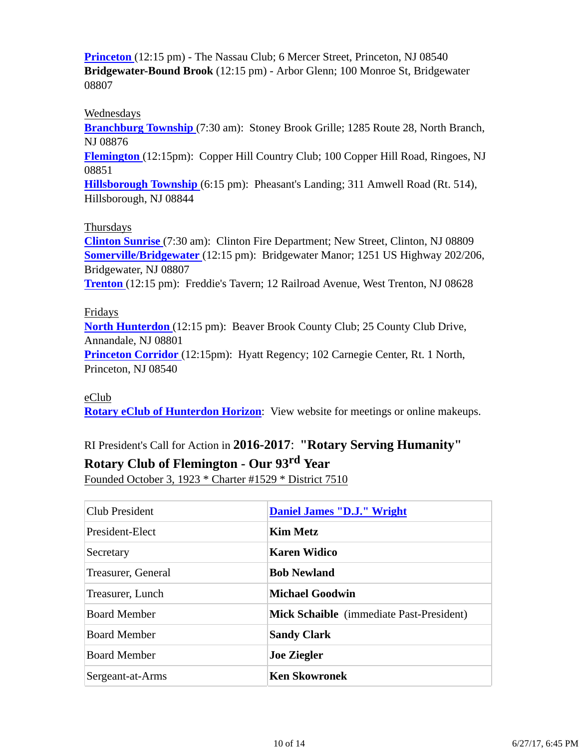**Princeton** (12:15 pm) - The Nassau Club; 6 Mercer Street, Princeton, NJ 08540
**Bridgewater-Bound Brook** (12:15 pm) - Arbor Glenn; 100 Monroe St, Bridgewater 08807

Wednesdays
**Branchburg Township** (7:30 am): Stoney Brook Grille; 1285 Route 28, North Branch, NJ 08876
**Flemington** (12:15pm): Copper Hill Country Club; 100 Copper Hill Road, Ringoes, NJ 08851
**Hillsborough Township** (6:15 pm): Pheasant's Landing; 311 Amwell Road (Rt. 514), Hillsborough, NJ 08844

Thursdays
**Clinton Sunrise** (7:30 am): Clinton Fire Department; New Street, Clinton, NJ 08809
**Somerville/Bridgewater** (12:15 pm): Bridgewater Manor; 1251 US Highway 202/206, Bridgewater, NJ 08807
**Trenton** (12:15 pm): Freddie's Tavern; 12 Railroad Avenue, West Trenton, NJ 08628

Fridays
**North Hunterdon** (12:15 pm): Beaver Brook County Club; 25 County Club Drive, Annandale, NJ 08801
**Princeton Corridor** (12:15pm): Hyatt Regency; 102 Carnegie Center, Rt. 1 North, Princeton, NJ 08540

eClub
**Rotary eClub of Hunterdon Horizon**: View website for meetings or online makeups.

RI President's Call for Action in **2016-2017**: **"Rotary Serving Humanity"**

**Rotary Club of Flemington - Our 93rd Year**

Founded October 3, 1923 * Charter #1529 * District 7510

| Club President | **Daniel James "D.J." Wright** |
|---|---|
| President-Elect | **Kim Metz** |
| Secretary | **Karen Widico** |
| Treasurer, General | **Bob Newland** |
| Treasurer, Lunch | **Michael Goodwin** |
| Board Member | **Mick Schaible** (immediate Past-President) |
| Board Member | **Sandy Clark** |
| Board Member | **Joe Ziegler** |
| Sergeant-at-Arms | **Ken Skowronek** |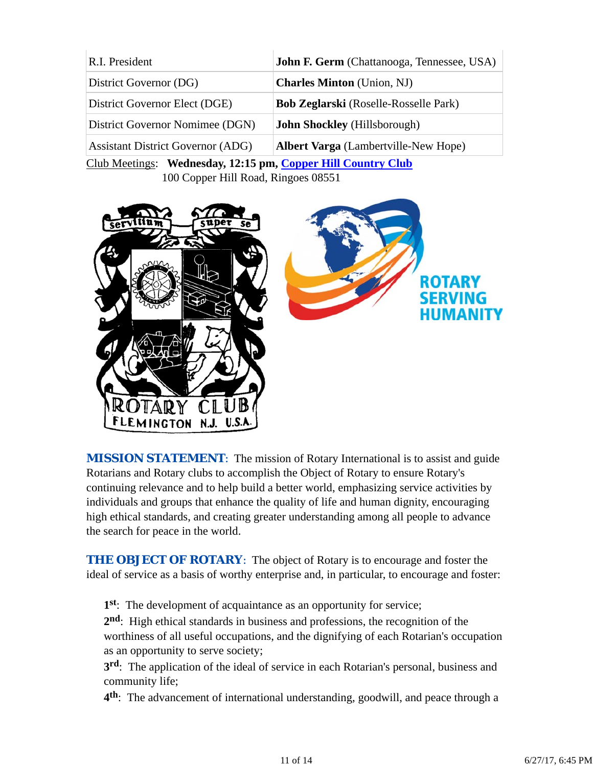| | |
|---|---|
| R.I. President | **John F. Germ** (Chattanooga, Tennessee, USA) |
| District Governor (DG) | **Charles Minton** (Union, NJ) |
| District Governor Elect (DGE) | **Bob Zeglarski** (Roselle-Rosselle Park) |
| District Governor Nomimee (DGN) | **John Shockley** (Hillsborough) |
| Assistant District Governor (ADG) | **Albert Varga** (Lambertville-New Hope) |

Club Meetings: **Wednesday, 12:15 pm, [Copper Hill Country Club]**
100 Copper Hill Road, Ringoes 08551

**MISSION STATEMENT**: The mission of Rotary International is to assist and guide Rotarians and Rotary clubs to accomplish the Object of Rotary to ensure Rotary's continuing relevance and to help build a better world, emphasizing service activities by individuals and groups that enhance the quality of life and human dignity, encouraging high ethical standards, and creating greater understanding among all people to advance the search for peace in the world.

**THE OBJECT OF ROTARY**: The object of Rotary is to encourage and foster the ideal of service as a basis of worthy enterprise and, in particular, to encourage and foster:

**1st**: The development of acquaintance as an opportunity for service;
**2nd**: High ethical standards in business and professions, the recognition of the worthiness of all useful occupations, and the dignifying of each Rotarian's occupation as an opportunity to serve society;
**3rd**: The application of the ideal of service in each Rotarian's personal, business and community life;
**4th**: The advancement of international understanding, goodwill, and peace through a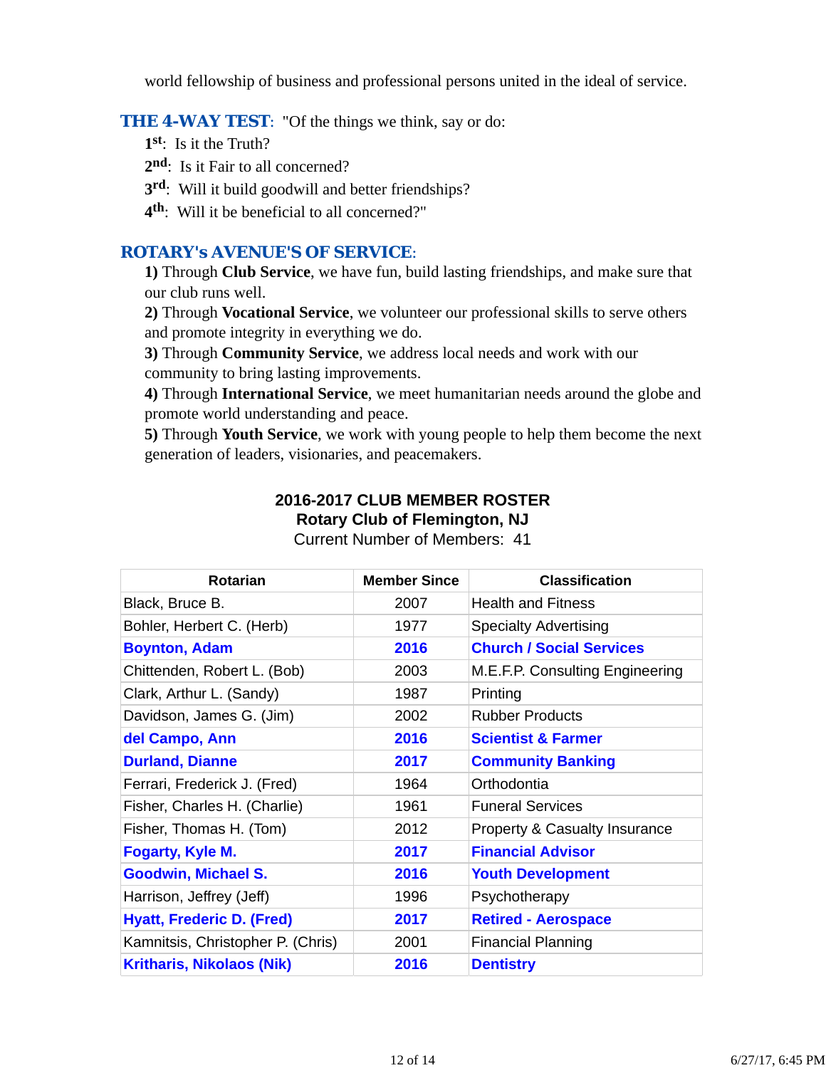world fellowship of business and professional persons united in the ideal of service.

**THE 4-WAY TEST**: "Of the things we think, say or do:

1st: Is it the Truth?
2nd: Is it Fair to all concerned?
3rd: Will it build goodwill and better friendships?
4th: Will it be beneficial to all concerned?"

**ROTARY's AVENUE'S OF SERVICE**:

**1)** Through **Club Service**, we have fun, build lasting friendships, and make sure that our club runs well.
**2)** Through **Vocational Service**, we volunteer our professional skills to serve others and promote integrity in everything we do.
**3)** Through **Community Service**, we address local needs and work with our community to bring lasting improvements.
**4)** Through **International Service**, we meet humanitarian needs around the globe and promote world understanding and peace.
**5)** Through **Youth Service**, we work with young people to help them become the next generation of leaders, visionaries, and peacemakers.

## 2016-2017 CLUB MEMBER ROSTER
### Rotary Club of Flemington, NJ
Current Number of Members: 41

| Rotarian | Member Since | Classification |
|---|---|---|
| Black, Bruce B. | 2007 | Health and Fitness |
| Bohler, Herbert C. (Herb) | 1977 | Specialty Advertising |
| **Boynton, Adam** | **2016** | **Church / Social Services** |
| Chittenden, Robert L. (Bob) | 2003 | M.E.F.P. Consulting Engineering |
| Clark, Arthur L. (Sandy) | 1987 | Printing |
| Davidson, James G. (Jim) | 2002 | Rubber Products |
| **del Campo, Ann** | **2016** | **Scientist & Farmer** |
| **Durland, Dianne** | **2017** | **Community Banking** |
| Ferrari, Frederick J. (Fred) | 1964 | Orthodontia |
| Fisher, Charles H. (Charlie) | 1961 | Funeral Services |
| Fisher, Thomas H. (Tom) | 2012 | Property & Casualty Insurance |
| **Fogarty, Kyle M.** | **2017** | **Financial Advisor** |
| **Goodwin, Michael S.** | **2016** | **Youth Development** |
| Harrison, Jeffrey (Jeff) | 1996 | Psychotherapy |
| **Hyatt, Frederic D. (Fred)** | **2017** | **Retired - Aerospace** |
| Kamnitsis, Christopher P. (Chris) | 2001 | Financial Planning |
| **Kritharis, Nikolaos (Nik)** | **2016** | **Dentistry** |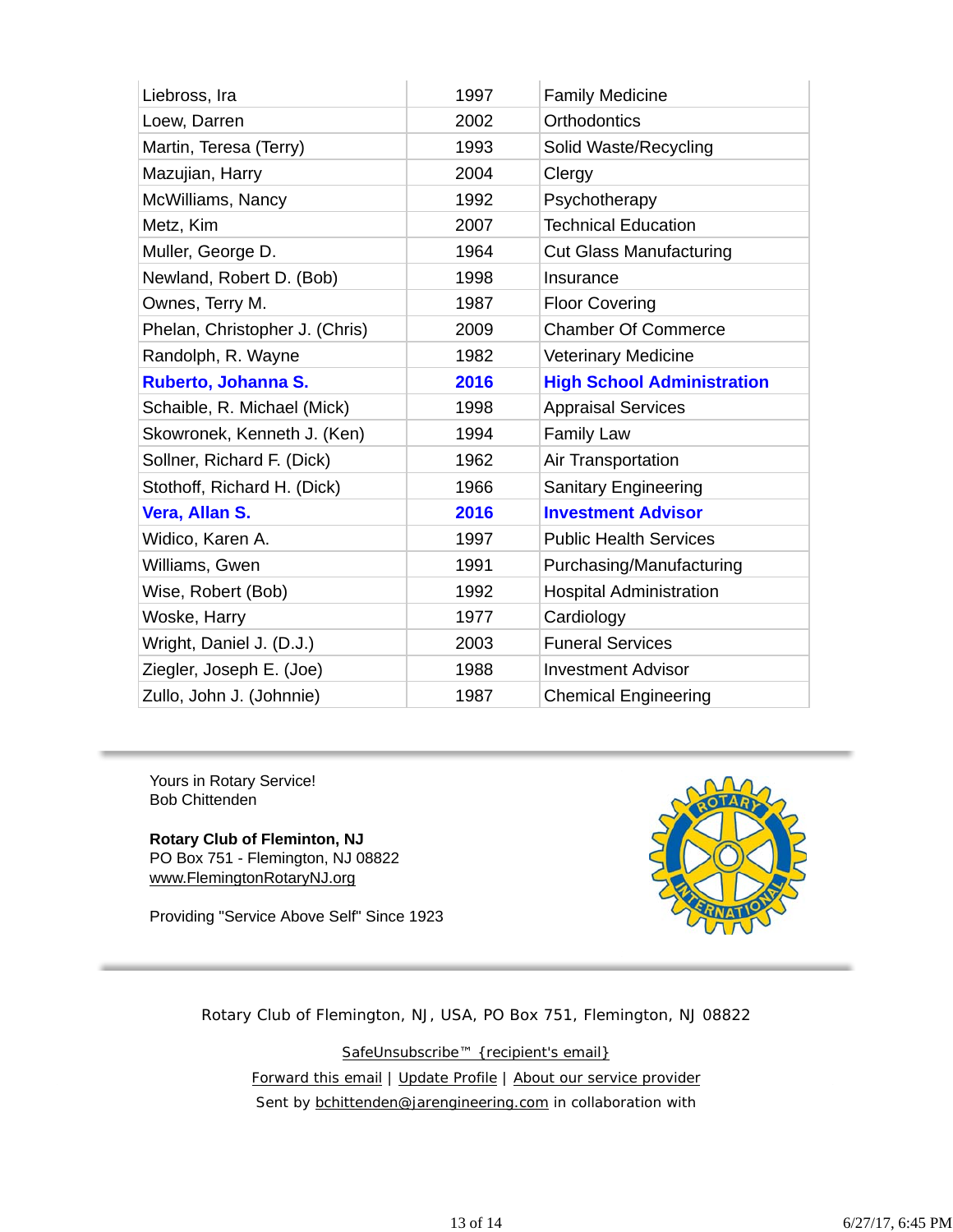| | | |
|---|---|---|
| Liebross, Ira | 1997 | Family Medicine |
| Loew, Darren | 2002 | Orthodontics |
| Martin, Teresa (Terry) | 1993 | Solid Waste/Recycling |
| Mazujian, Harry | 2004 | Clergy |
| McWilliams, Nancy | 1992 | Psychotherapy |
| Metz, Kim | 2007 | Technical Education |
| Muller, George D. | 1964 | Cut Glass Manufacturing |
| Newland, Robert D. (Bob) | 1998 | Insurance |
| Ownes, Terry M. | 1987 | Floor Covering |
| Phelan, Christopher J. (Chris) | 2009 | Chamber Of Commerce |
| Randolph, R. Wayne | 1982 | Veterinary Medicine |
| **Ruberto, Johanna S.** | **2016** | **High School Administration** |
| Schaible, R. Michael (Mick) | 1998 | Appraisal Services |
| Skowronek, Kenneth J. (Ken) | 1994 | Family Law |
| Sollner, Richard F. (Dick) | 1962 | Air Transportation |
| Stothoff, Richard H. (Dick) | 1966 | Sanitary Engineering |
| **Vera, Allan S.** | **2016** | **Investment Advisor** |
| Widico, Karen A. | 1997 | Public Health Services |
| Williams, Gwen | 1991 | Purchasing/Manufacturing |
| Wise, Robert (Bob) | 1992 | Hospital Administration |
| Woske, Harry | 1977 | Cardiology |
| Wright, Daniel J. (D.J.) | 2003 | Funeral Services |
| Ziegler, Joseph E. (Joe) | 1988 | Investment Advisor |
| Zullo, John J. (Johnnie) | 1987 | Chemical Engineering |

---

Yours in Rotary Service!
Bob Chittenden

**Rotary Club of Fleminton, NJ**
PO Box 751 - Flemington, NJ 08822
www.FlemingtonRotaryNJ.org

Providing "Service Above Self" Since 1923

---

Rotary Club of Flemington, NJ, USA, PO Box 751, Flemington, NJ 08822

SafeUnsubscribe™ {recipient's email}

Forward this email | Update Profile | About our service provider

Sent by bchittenden@jarengineering.com in collaboration with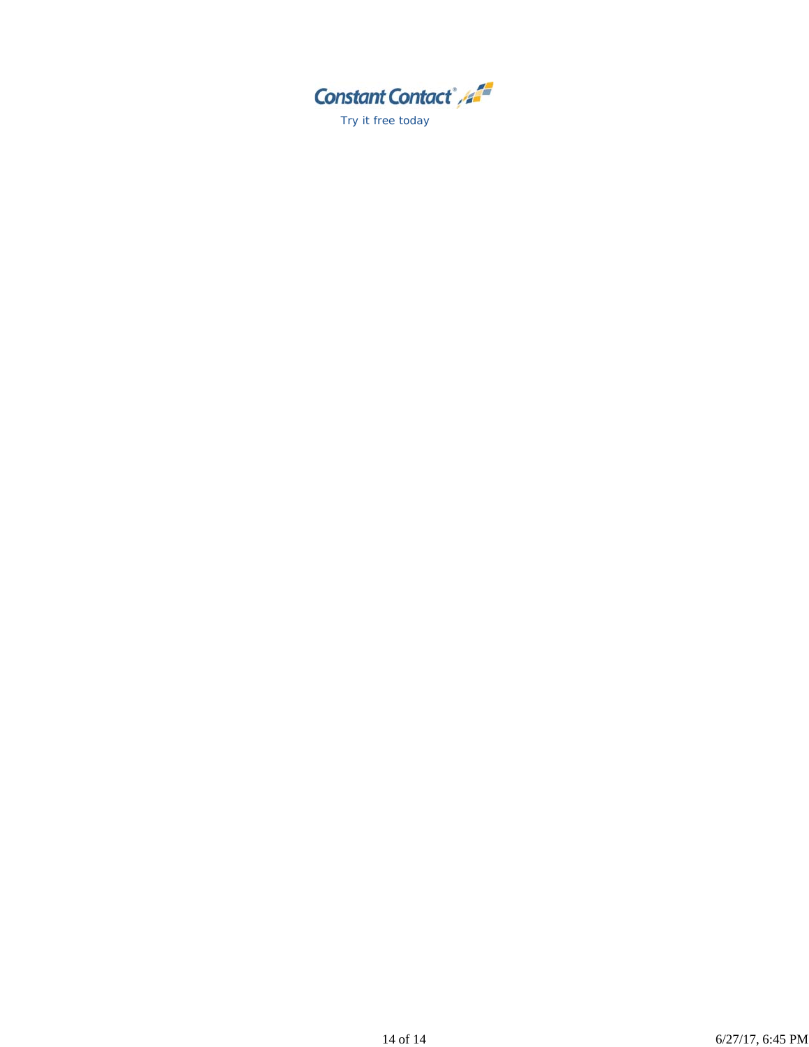Constant Contact®

Try it free today